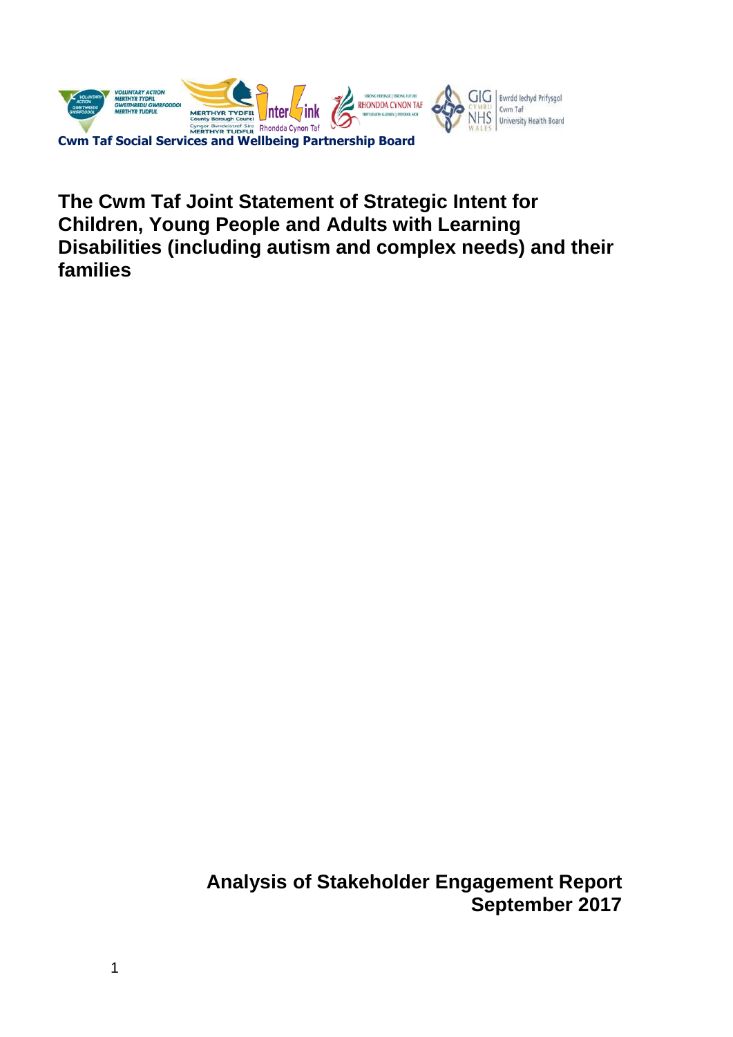**Cwm Taf Social Services and Wellbeing Partnership Board**

# The Cwm Taf Joint Statement of Strategic Intent for Children, Young People and Adults with Learning Disabilities (including autism and complex needs) and their families

**Analysis of Stakeholder Engagement Report**
**September 2017**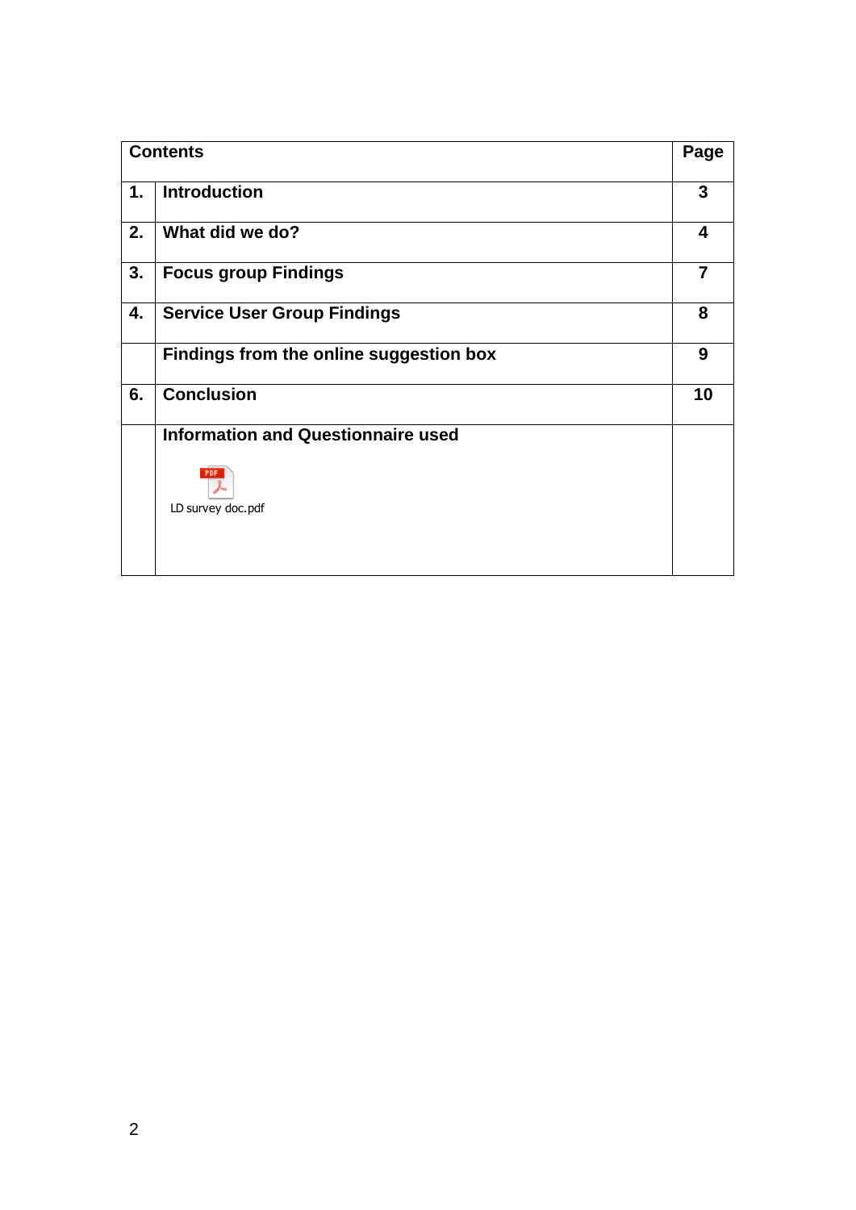| Contents | | Page |
|---|---|---|
| 1. | Introduction | 3 |
| 2. | What did we do? | 4 |
| 3. | Focus group Findings | 7 |
| 4. | Service User Group Findings | 8 |
| | Findings from the online suggestion box | 9 |
| 6. | Conclusion | 10 |
| | Information and Questionnaire used<br><br>LD survey doc.pdf | |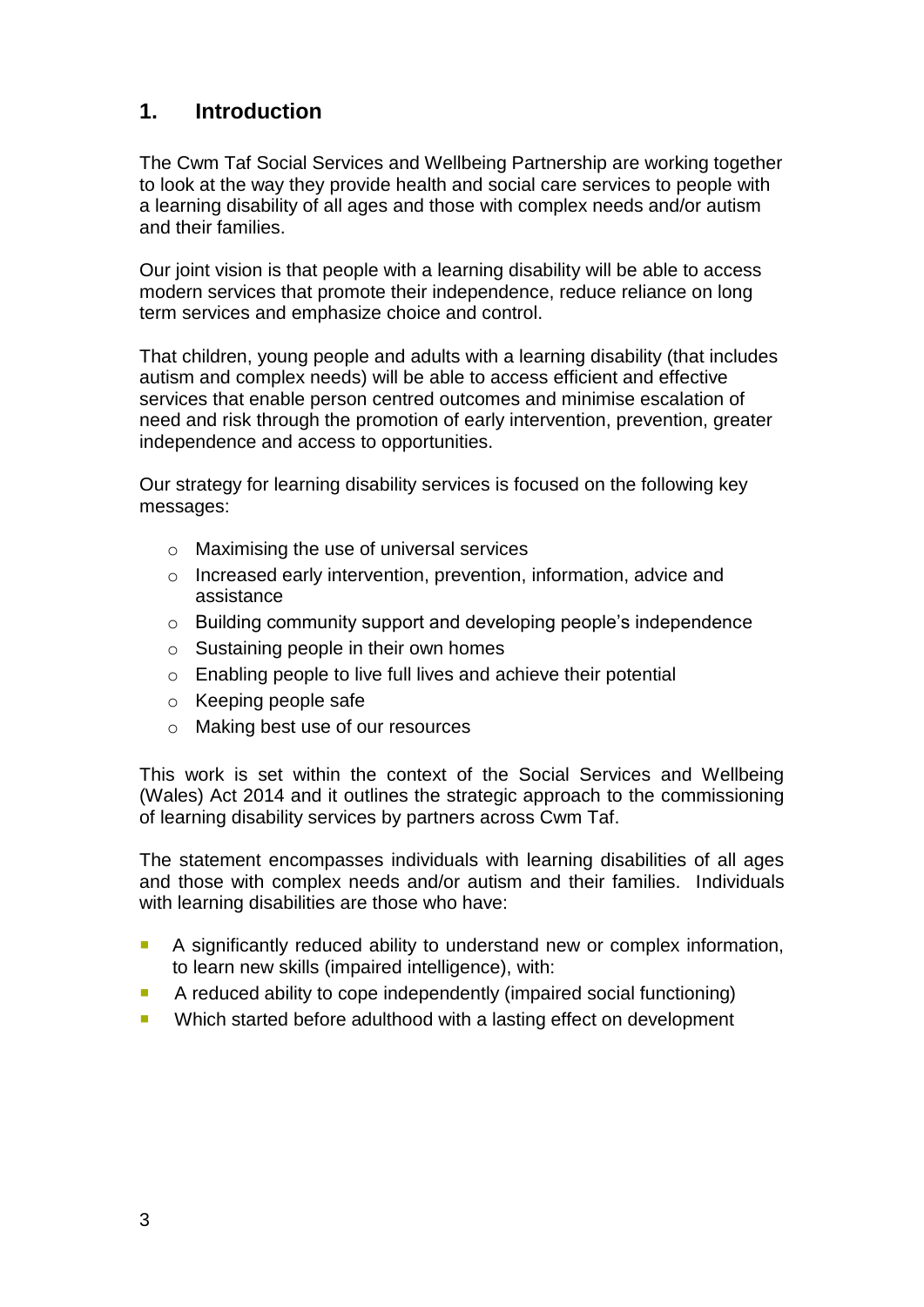## 1. Introduction

The Cwm Taf Social Services and Wellbeing Partnership are working together to look at the way they provide health and social care services to people with a learning disability of all ages and those with complex needs and/or autism and their families.

Our joint vision is that people with a learning disability will be able to access modern services that promote their independence, reduce reliance on long term services and emphasize choice and control.

That children, young people and adults with a learning disability (that includes autism and complex needs) will be able to access efficient and effective services that enable person centred outcomes and minimise escalation of need and risk through the promotion of early intervention, prevention, greater independence and access to opportunities.

Our strategy for learning disability services is focused on the following key messages:

- Maximising the use of universal services
- Increased early intervention, prevention, information, advice and assistance
- Building community support and developing people's independence
- Sustaining people in their own homes
- Enabling people to live full lives and achieve their potential
- Keeping people safe
- Making best use of our resources

This work is set within the context of the Social Services and Wellbeing (Wales) Act 2014 and it outlines the strategic approach to the commissioning of learning disability services by partners across Cwm Taf.

The statement encompasses individuals with learning disabilities of all ages and those with complex needs and/or autism and their families. Individuals with learning disabilities are those who have:

- A significantly reduced ability to understand new or complex information, to learn new skills (impaired intelligence), with:
- A reduced ability to cope independently (impaired social functioning)
- Which started before adulthood with a lasting effect on development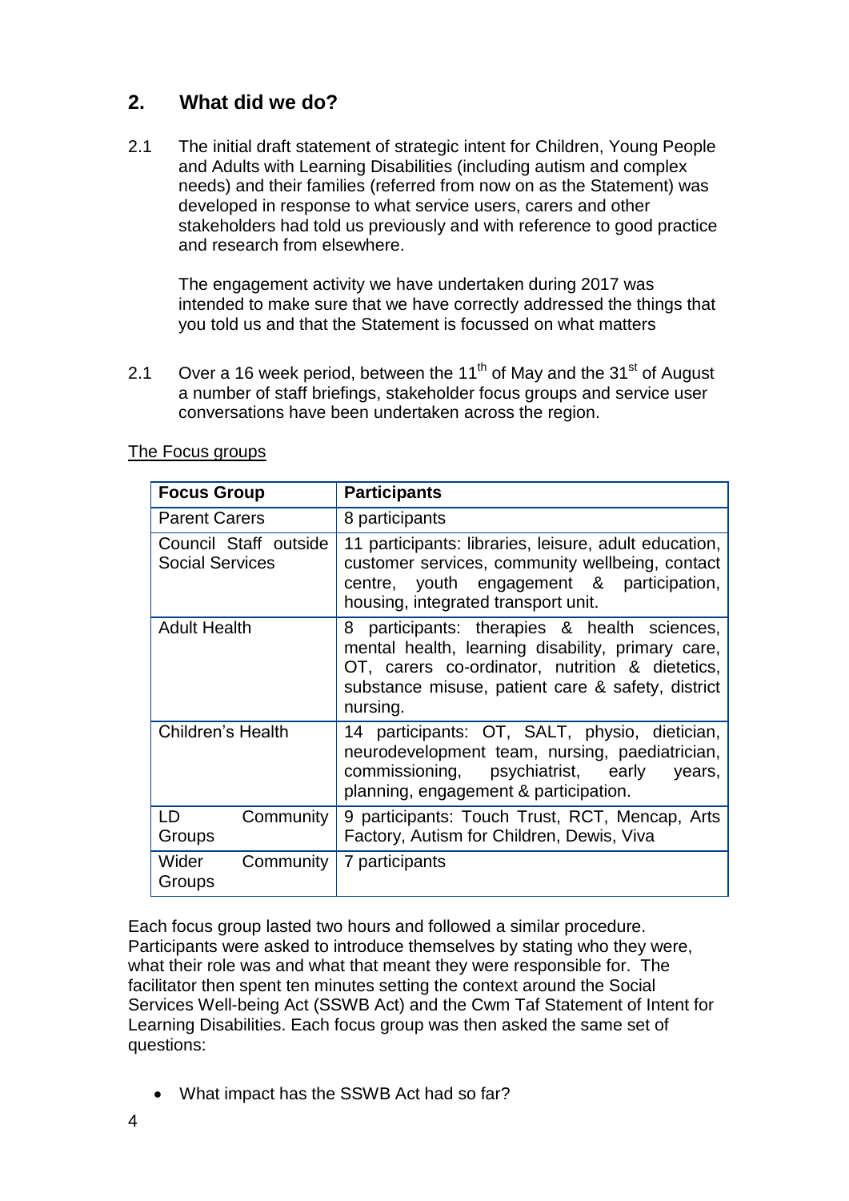## 2. What did we do?

2.1 The initial draft statement of strategic intent for Children, Young People and Adults with Learning Disabilities (including autism and complex needs) and their families (referred from now on as the Statement) was developed in response to what service users, carers and other stakeholders had told us previously and with reference to good practice and research from elsewhere.

The engagement activity we have undertaken during 2017 was intended to make sure that we have correctly addressed the things that you told us and that the Statement is focussed on what matters

2.1 Over a 16 week period, between the 11th of May and the 31st of August a number of staff briefings, stakeholder focus groups and service user conversations have been undertaken across the region.

The Focus groups

| Focus Group | Participants |
|---|---|
| Parent Carers | 8 participants |
| Council Staff outside Social Services | 11 participants: libraries, leisure, adult education, customer services, community wellbeing, contact centre, youth engagement & participation, housing, integrated transport unit. |
| Adult Health | 8 participants: therapies & health sciences, mental health, learning disability, primary care, OT, carers co-ordinator, nutrition & dietetics, substance misuse, patient care & safety, district nursing. |
| Children's Health | 14 participants: OT, SALT, physio, dietician, neurodevelopment team, nursing, paediatrician, commissioning, psychiatrist, early years, planning, engagement & participation. |
| LD Community Groups | 9 participants: Touch Trust, RCT, Mencap, Arts Factory, Autism for Children, Dewis, Viva |
| Wider Community Groups | 7 participants |

Each focus group lasted two hours and followed a similar procedure. Participants were asked to introduce themselves by stating who they were, what their role was and what that meant they were responsible for. The facilitator then spent ten minutes setting the context around the Social Services Well-being Act (SSWB Act) and the Cwm Taf Statement of Intent for Learning Disabilities. Each focus group was then asked the same set of questions:

- What impact has the SSWB Act had so far?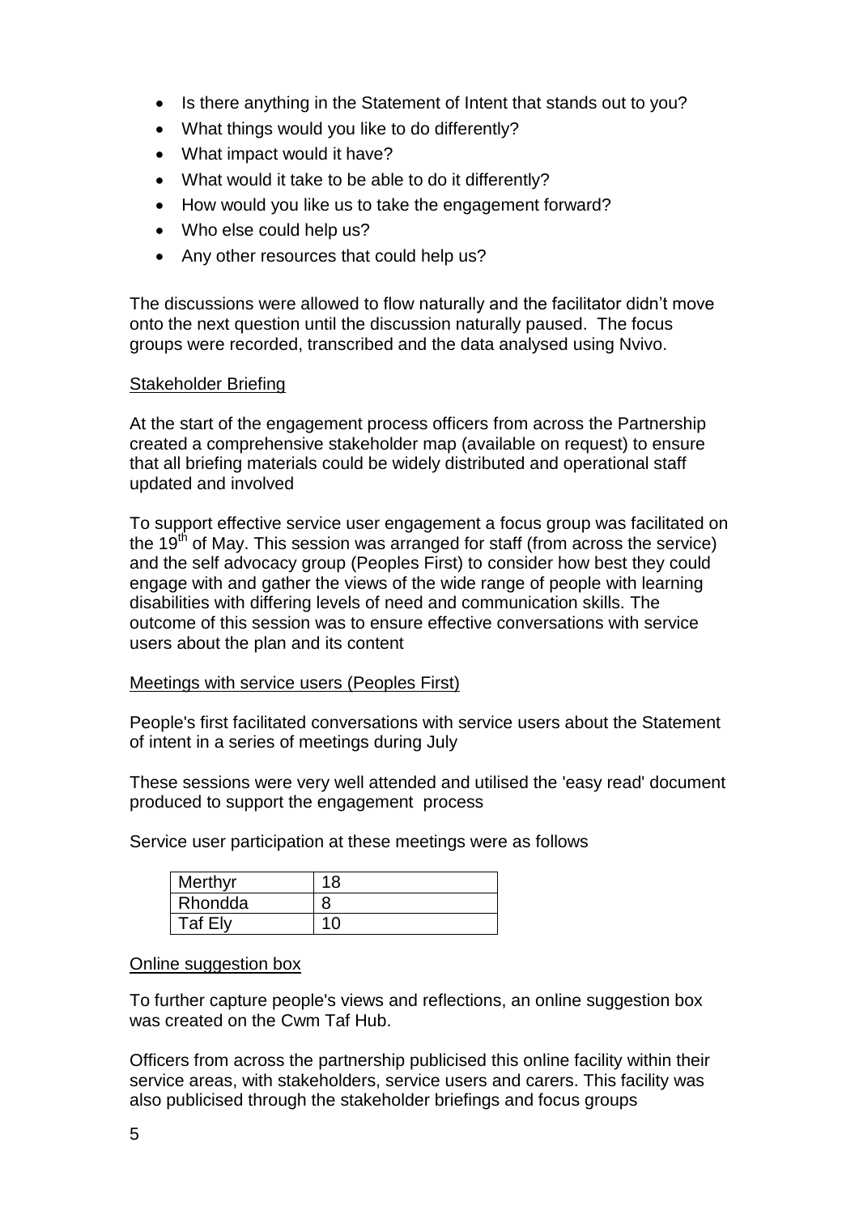- Is there anything in the Statement of Intent that stands out to you?
- What things would you like to do differently?
- What impact would it have?
- What would it take to be able to do it differently?
- How would you like us to take the engagement forward?
- Who else could help us?
- Any other resources that could help us?

The discussions were allowed to flow naturally and the facilitator didn't move onto the next question until the discussion naturally paused. The focus groups were recorded, transcribed and the data analysed using Nvivo.

Stakeholder Briefing

At the start of the engagement process officers from across the Partnership created a comprehensive stakeholder map (available on request) to ensure that all briefing materials could be widely distributed and operational staff updated and involved

To support effective service user engagement a focus group was facilitated on the 19th of May. This session was arranged for staff (from across the service) and the self advocacy group (Peoples First) to consider how best they could engage with and gather the views of the wide range of people with learning disabilities with differing levels of need and communication skills. The outcome of this session was to ensure effective conversations with service users about the plan and its content

Meetings with service users (Peoples First)

People's first facilitated conversations with service users about the Statement of intent in a series of meetings during July

These sessions were very well attended and utilised the 'easy read' document produced to support the engagement process

Service user participation at these meetings were as follows

| Merthyr | 18 |
|---|---|
| Rhondda | 8 |
| Taf Ely | 10 |

Online suggestion box

To further capture people's views and reflections, an online suggestion box was created on the Cwm Taf Hub.

Officers from across the partnership publicised this online facility within their service areas, with stakeholders, service users and carers. This facility was also publicised through the stakeholder briefings and focus groups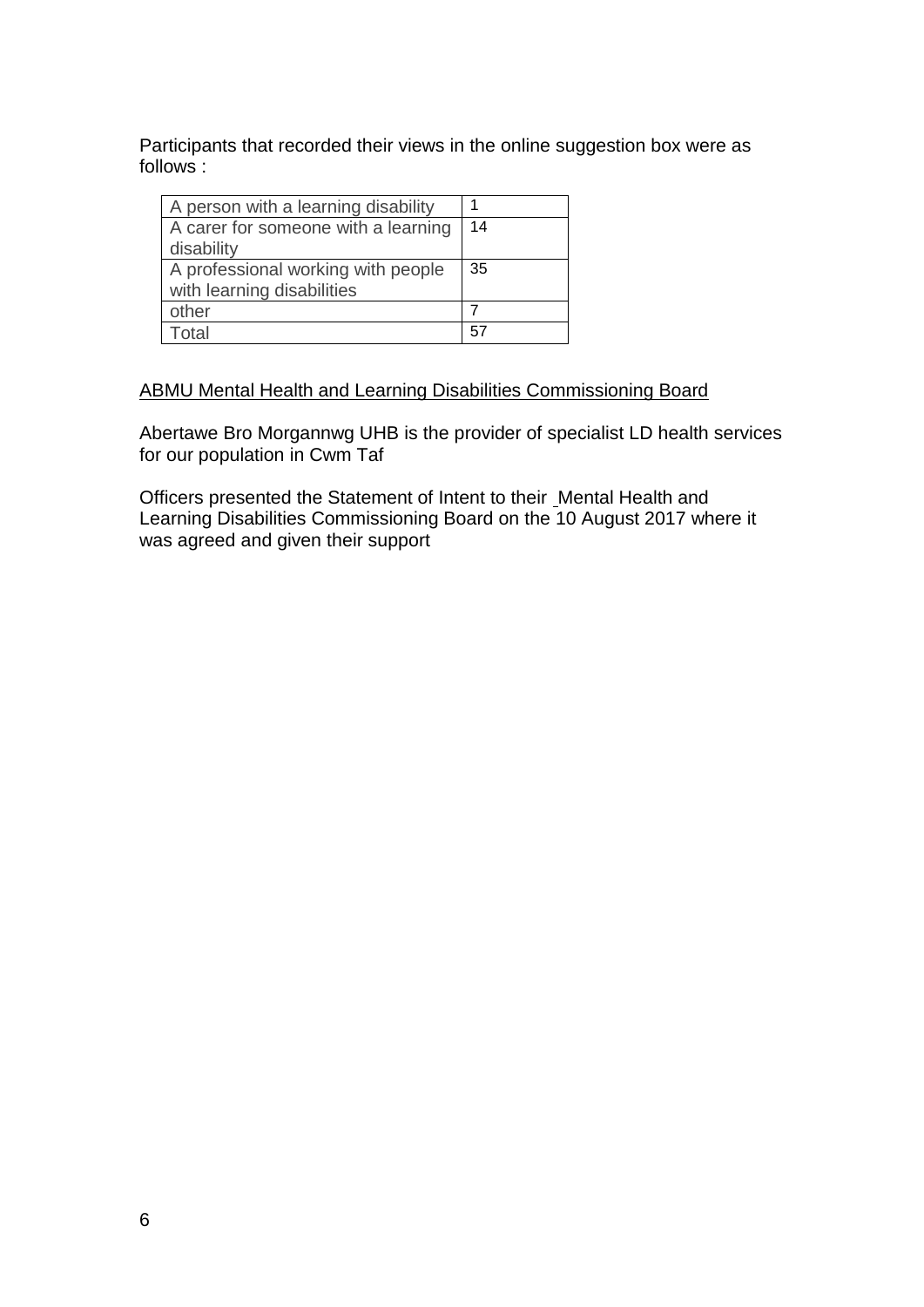Participants that recorded their views in the online suggestion box were as follows :

| | |
|---|---|
| A person with a learning disability | 1 |
| A carer for someone with a learning disability | 14 |
| A professional working with people with learning disabilities | 35 |
| other | 7 |
| Total | 57 |

<u>ABMU Mental Health and Learning Disabilities Commissioning Board</u>

Abertawe Bro Morgannwg UHB is the provider of specialist LD health services for our population in Cwm Taf

Officers presented the Statement of Intent to their Mental Health and Learning Disabilities Commissioning Board on the 10 August 2017 where it was agreed and given their support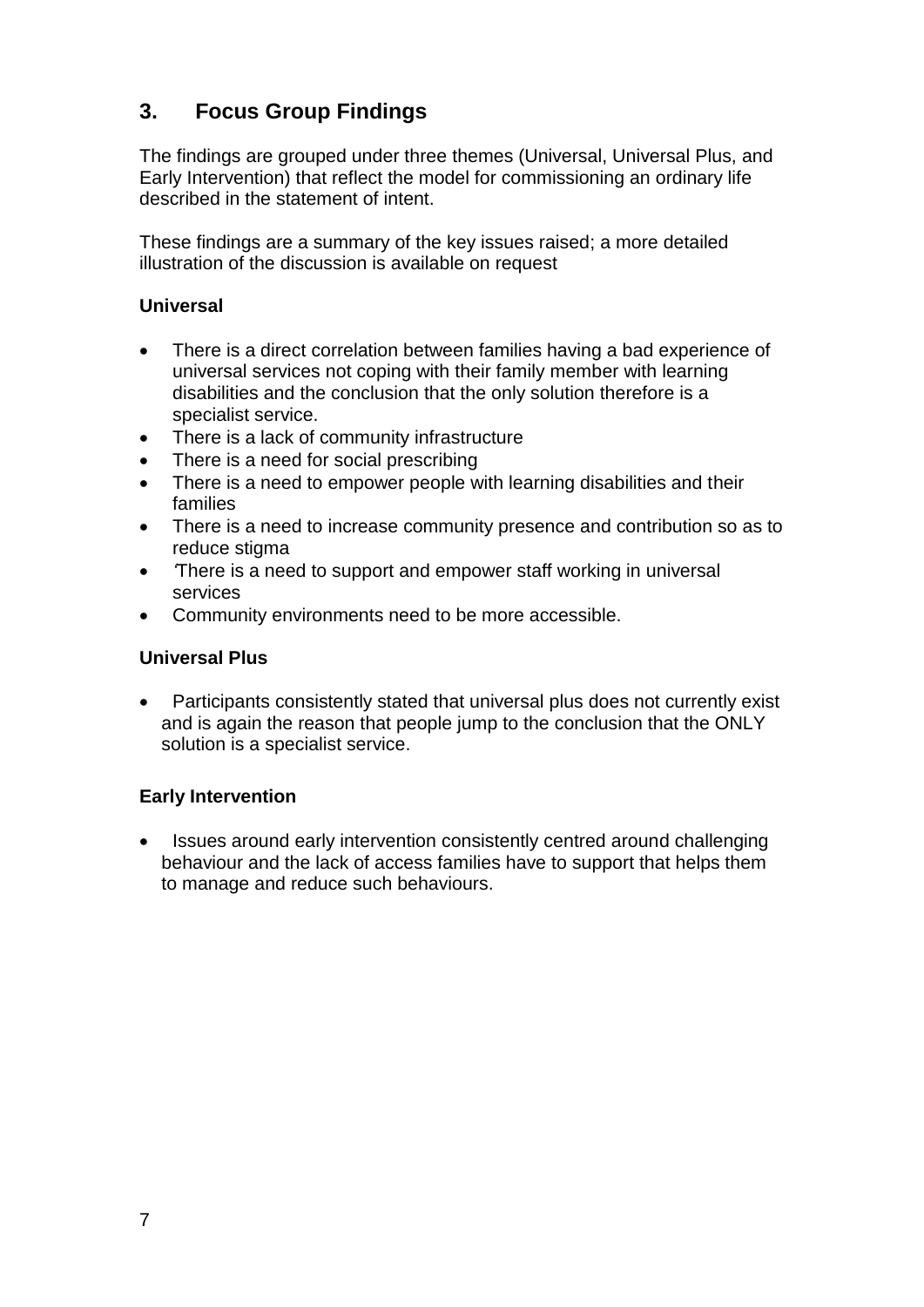## 3. Focus Group Findings

The findings are grouped under three themes (Universal, Universal Plus, and Early Intervention) that reflect the model for commissioning an ordinary life described in the statement of intent.

These findings are a summary of the key issues raised; a more detailed illustration of the discussion is available on request

### Universal

- There is a direct correlation between families having a bad experience of universal services not coping with their family member with learning disabilities and the conclusion that the only solution therefore is a specialist service.
- There is a lack of community infrastructure
- There is a need for social prescribing
- There is a need to empower people with learning disabilities and their families
- There is a need to increase community presence and contribution so as to reduce stigma
- ‘There is a need to support and empower staff working in universal services
- Community environments need to be more accessible.

### Universal Plus

- Participants consistently stated that universal plus does not currently exist and is again the reason that people jump to the conclusion that the ONLY solution is a specialist service.

### Early Intervention

- Issues around early intervention consistently centred around challenging behaviour and the lack of access families have to support that helps them to manage and reduce such behaviours.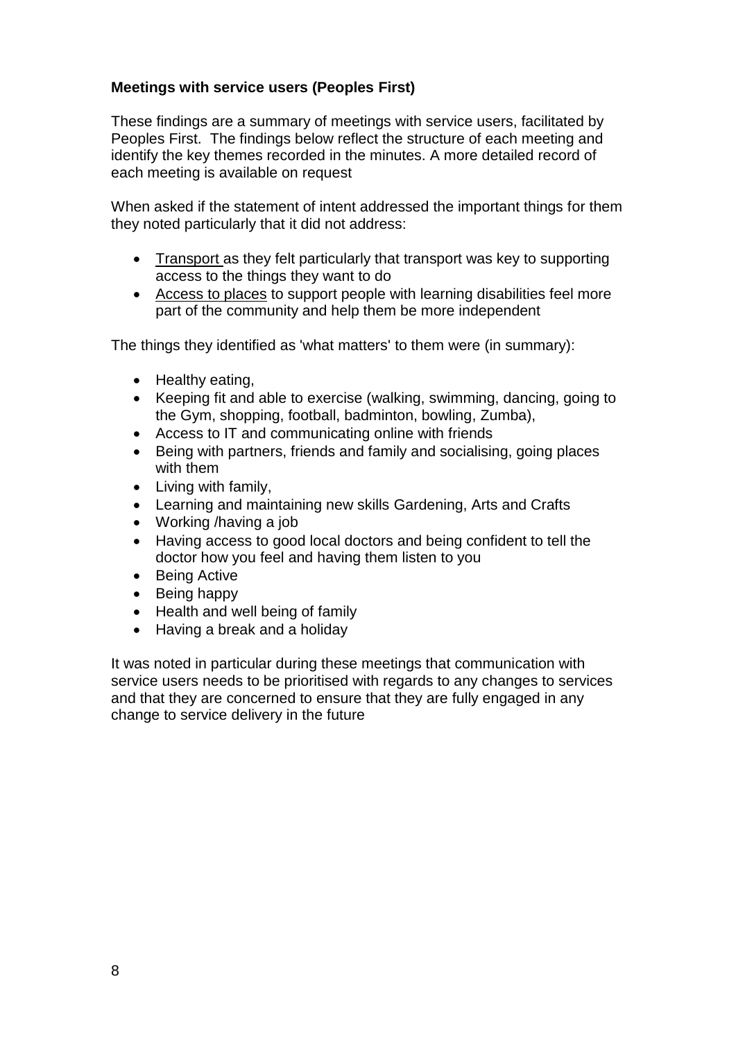**Meetings with service users (Peoples First)**

These findings are a summary of meetings with service users, facilitated by Peoples First. The findings below reflect the structure of each meeting and identify the key themes recorded in the minutes. A more detailed record of each meeting is available on request

When asked if the statement of intent addressed the important things for them they noted particularly that it did not address:

- <u>Transport</u> as they felt particularly that transport was key to supporting access to the things they want to do
- <u>Access to places</u> to support people with learning disabilities feel more part of the community and help them be more independent

The things they identified as 'what matters' to them were (in summary):

- Healthy eating,
- Keeping fit and able to exercise (walking, swimming, dancing, going to the Gym, shopping, football, badminton, bowling, Zumba),
- Access to IT and communicating online with friends
- Being with partners, friends and family and socialising, going places with them
- Living with family,
- Learning and maintaining new skills Gardening, Arts and Crafts
- Working /having a job
- Having access to good local doctors and being confident to tell the doctor how you feel and having them listen to you
- Being Active
- Being happy
- Health and well being of family
- Having a break and a holiday

It was noted in particular during these meetings that communication with service users needs to be prioritised with regards to any changes to services and that they are concerned to ensure that they are fully engaged in any change to service delivery in the future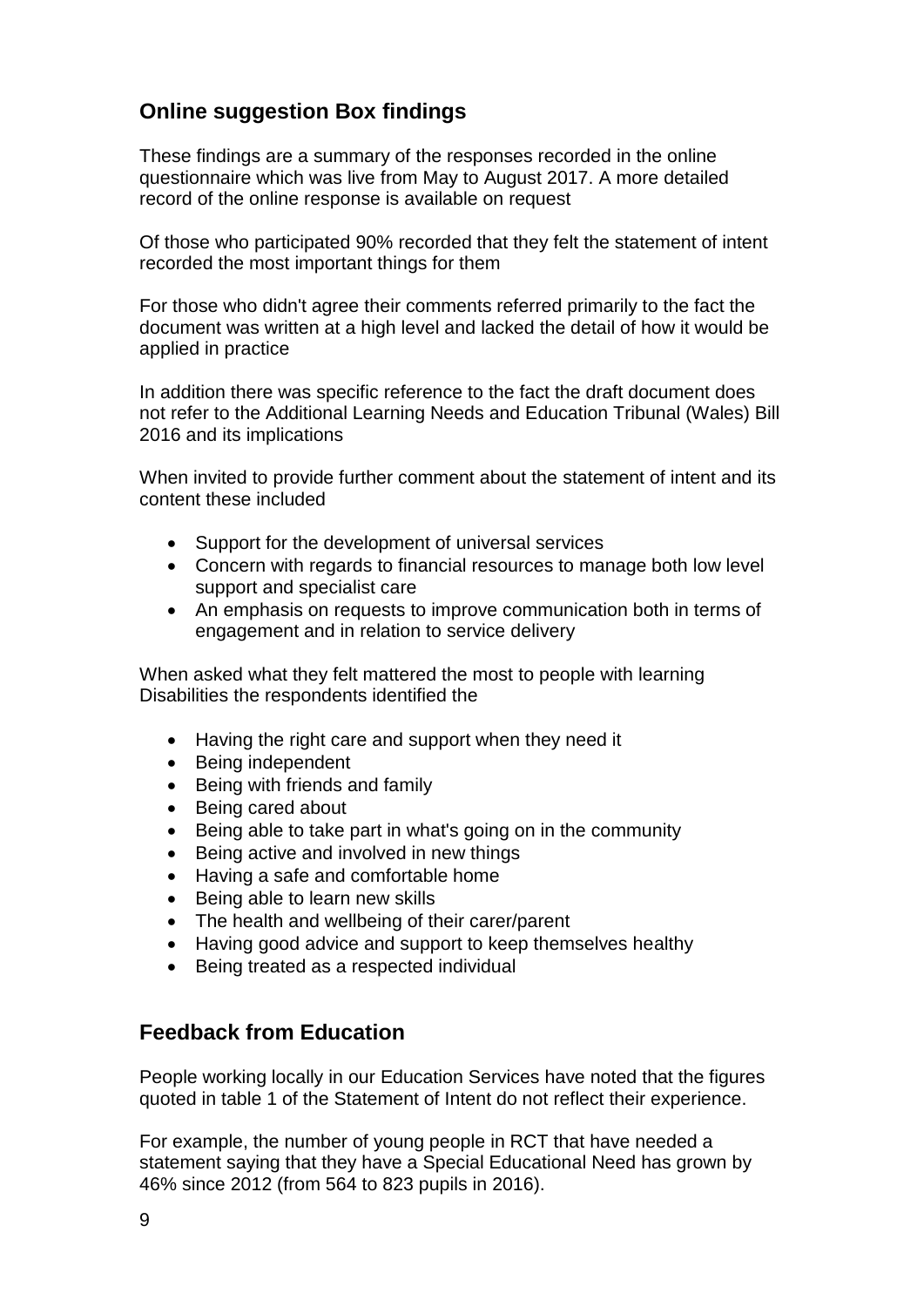## Online suggestion Box findings

These findings are a summary of the responses recorded in the online questionnaire which was live from May to August 2017. A more detailed record of the online response is available on request

Of those who participated 90% recorded that they felt the statement of intent recorded the most important things for them

For those who didn't agree their comments referred primarily to the fact the document was written at a high level and lacked the detail of how it would be applied in practice

In addition there was specific reference to the fact the draft document does not refer to the Additional Learning Needs and Education Tribunal (Wales) Bill 2016 and its implications

When invited to provide further comment about the statement of intent and its content these included

- Support for the development of universal services
- Concern with regards to financial resources to manage both low level support and specialist care
- An emphasis on requests to improve communication both in terms of engagement and in relation to service delivery

When asked what they felt mattered the most to people with learning Disabilities the respondents identified the

- Having the right care and support when they need it
- Being independent
- Being with friends and family
- Being cared about
- Being able to take part in what's going on in the community
- Being active and involved in new things
- Having a safe and comfortable home
- Being able to learn new skills
- The health and wellbeing of their carer/parent
- Having good advice and support to keep themselves healthy
- Being treated as a respected individual

## Feedback from Education

People working locally in our Education Services have noted that the figures quoted in table 1 of the Statement of Intent do not reflect their experience.

For example, the number of young people in RCT that have needed a statement saying that they have a Special Educational Need has grown by 46% since 2012 (from 564 to 823 pupils in 2016).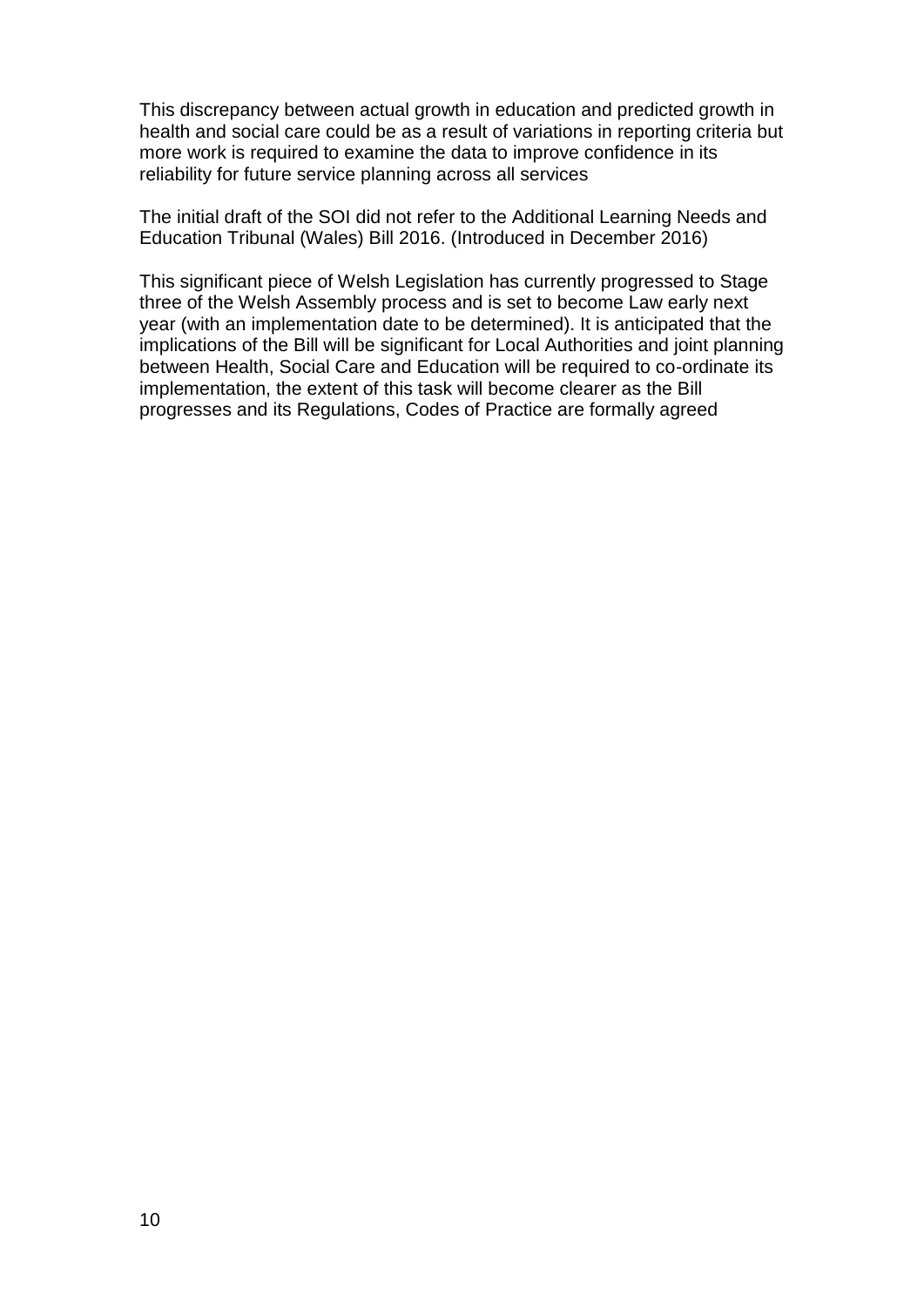This discrepancy between actual growth in education and predicted growth in health and social care could be as a result of variations in reporting criteria but more work is required to examine the data to improve confidence in its reliability for future service planning across all services

The initial draft of the SOI did not refer to the Additional Learning Needs and Education Tribunal (Wales) Bill 2016. (Introduced in December 2016)

This significant piece of Welsh Legislation has currently progressed to Stage three of the Welsh Assembly process and is set to become Law early next year (with an implementation date to be determined). It is anticipated that the implications of the Bill will be significant for Local Authorities and joint planning between Health, Social Care and Education will be required to co-ordinate its implementation, the extent of this task will become clearer as the Bill progresses and its Regulations, Codes of Practice are formally agreed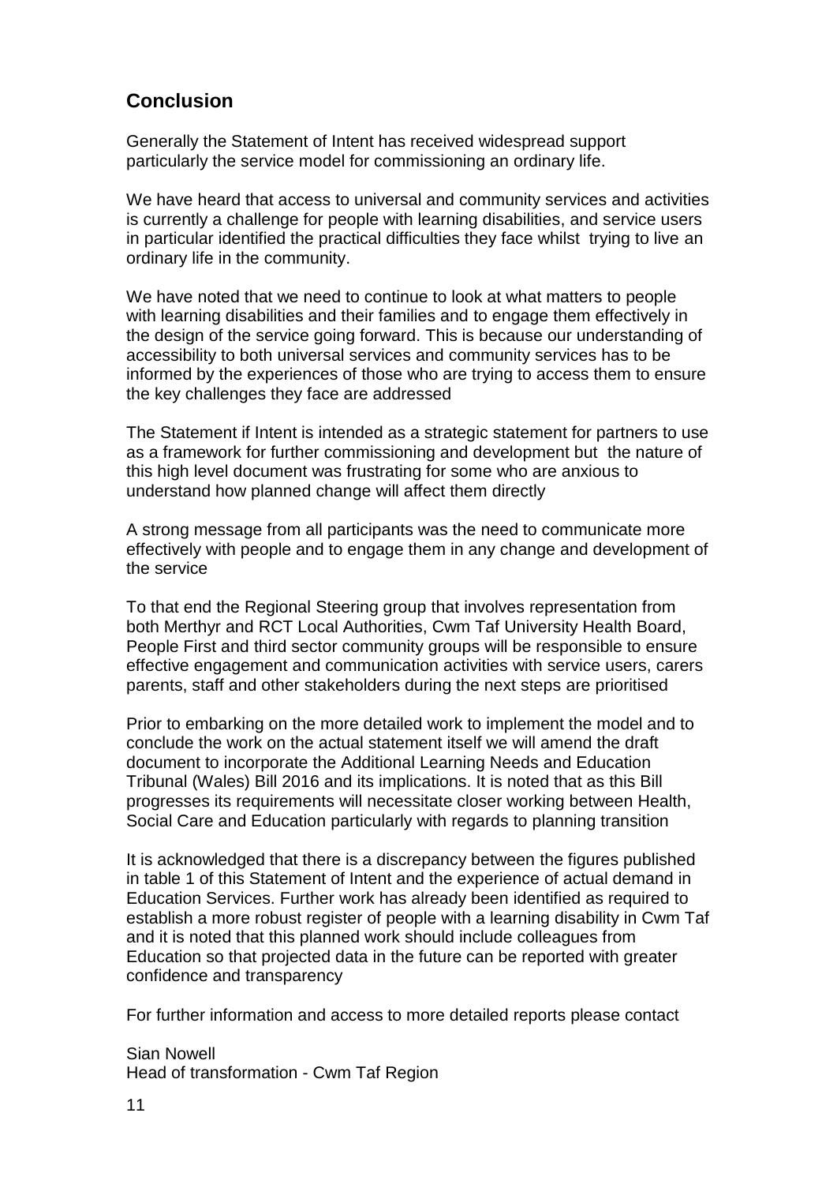## Conclusion

Generally the Statement of Intent has received widespread support particularly the service model for commissioning an ordinary life.

We have heard that access to universal and community services and activities is currently a challenge for people with learning disabilities, and service users in particular identified the practical difficulties they face whilst trying to live an ordinary life in the community.

We have noted that we need to continue to look at what matters to people with learning disabilities and their families and to engage them effectively in the design of the service going forward. This is because our understanding of accessibility to both universal services and community services has to be informed by the experiences of those who are trying to access them to ensure the key challenges they face are addressed

The Statement if Intent is intended as a strategic statement for partners to use as a framework for further commissioning and development but the nature of this high level document was frustrating for some who are anxious to understand how planned change will affect them directly

A strong message from all participants was the need to communicate more effectively with people and to engage them in any change and development of the service

To that end the Regional Steering group that involves representation from both Merthyr and RCT Local Authorities, Cwm Taf University Health Board, People First and third sector community groups will be responsible to ensure effective engagement and communication activities with service users, carers parents, staff and other stakeholders during the next steps are prioritised

Prior to embarking on the more detailed work to implement the model and to conclude the work on the actual statement itself we will amend the draft document to incorporate the Additional Learning Needs and Education Tribunal (Wales) Bill 2016 and its implications. It is noted that as this Bill progresses its requirements will necessitate closer working between Health, Social Care and Education particularly with regards to planning transition

It is acknowledged that there is a discrepancy between the figures published in table 1 of this Statement of Intent and the experience of actual demand in Education Services. Further work has already been identified as required to establish a more robust register of people with a learning disability in Cwm Taf and it is noted that this planned work should include colleagues from Education so that projected data in the future can be reported with greater confidence and transparency

For further information and access to more detailed reports please contact

Sian Nowell
Head of transformation - Cwm Taf Region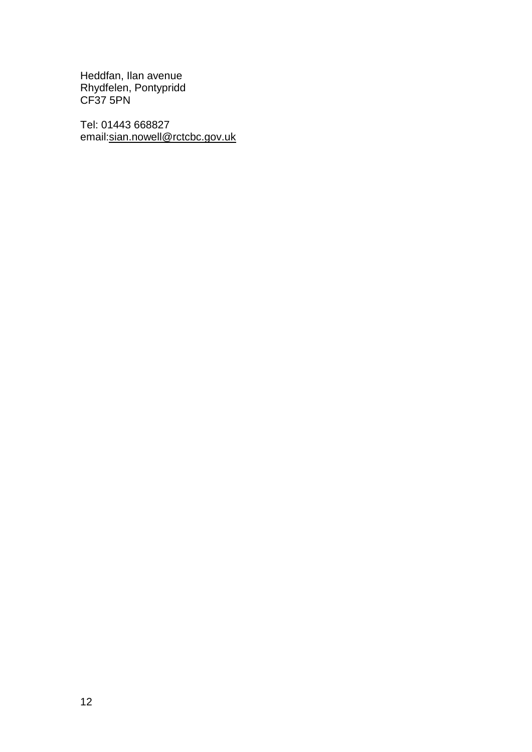Heddfan, Ilan avenue
Rhydfelen, Pontypridd
CF37 5PN

Tel: 01443 668827
email:sian.nowell@rctcbc.gov.uk